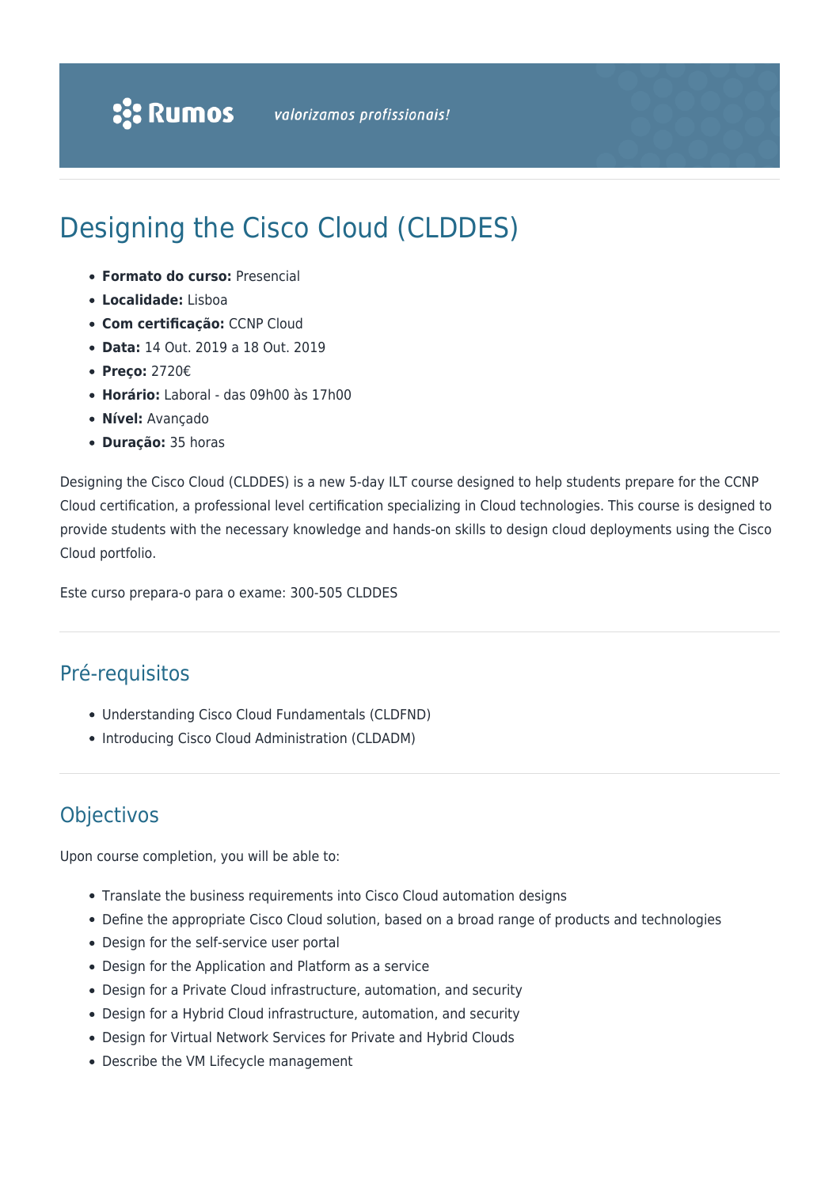Rumos *valorizamos profissionais!*

# Designing the Cisco Cloud (CLDDES)

- **Formato do curso:** Presencial
- **Localidade:** Lisboa
- **Com certificação:** CCNP Cloud
- **Data:** 14 Out. 2019 a 18 Out. 2019
- **Preço:** 2720€
- **Horário:** Laboral - das 09h00 às 17h00
- **Nível:** Avançado
- **Duração:** 35 horas

Designing the Cisco Cloud (CLDDES) is a new 5-day ILT course designed to help students prepare for the CCNP Cloud certification, a professional level certification specializing in Cloud technologies. This course is designed to provide students with the necessary knowledge and hands-on skills to design cloud deployments using the Cisco Cloud portfolio.

Este curso prepara-o para o exame: 300-505 CLDDES

## Pré-requisitos

- Understanding Cisco Cloud Fundamentals (CLDFND)
- Introducing Cisco Cloud Administration (CLDADM)

## Objectivos

Upon course completion, you will be able to:

- Translate the business requirements into Cisco Cloud automation designs
- Define the appropriate Cisco Cloud solution, based on a broad range of products and technologies
- Design for the self-service user portal
- Design for the Application and Platform as a service
- Design for a Private Cloud infrastructure, automation, and security
- Design for a Hybrid Cloud infrastructure, automation, and security
- Design for Virtual Network Services for Private and Hybrid Clouds
- Describe the VM Lifecycle management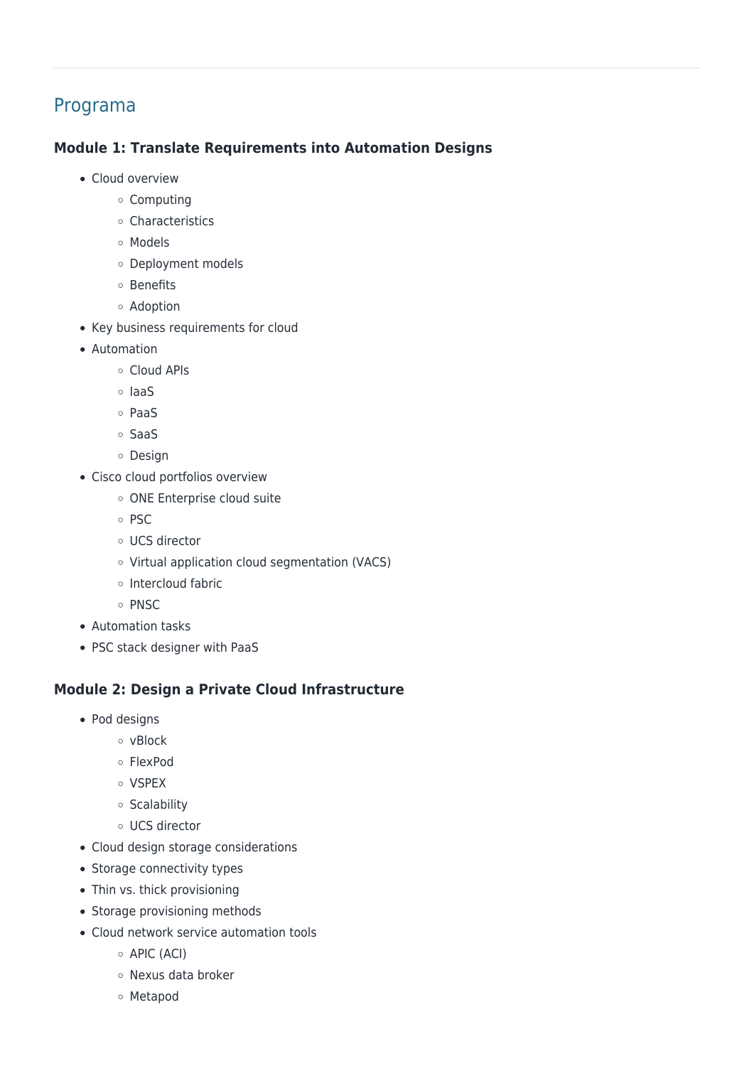## Programa

### Module 1: Translate Requirements into Automation Designs

- Cloud overview
  - Computing
  - Characteristics
  - Models
  - Deployment models
  - Benefits
  - Adoption
- Key business requirements for cloud
- Automation
  - Cloud APIs
  - IaaS
  - PaaS
  - SaaS
  - Design
- Cisco cloud portfolios overview
  - ONE Enterprise cloud suite
  - PSC
  - UCS director
  - Virtual application cloud segmentation (VACS)
  - Intercloud fabric
  - PNSC
- Automation tasks
- PSC stack designer with PaaS

### Module 2: Design a Private Cloud Infrastructure

- Pod designs
  - vBlock
  - FlexPod
  - VSPEX
  - Scalability
  - UCS director
- Cloud design storage considerations
- Storage connectivity types
- Thin vs. thick provisioning
- Storage provisioning methods
- Cloud network service automation tools
  - APIC (ACI)
  - Nexus data broker
  - Metapod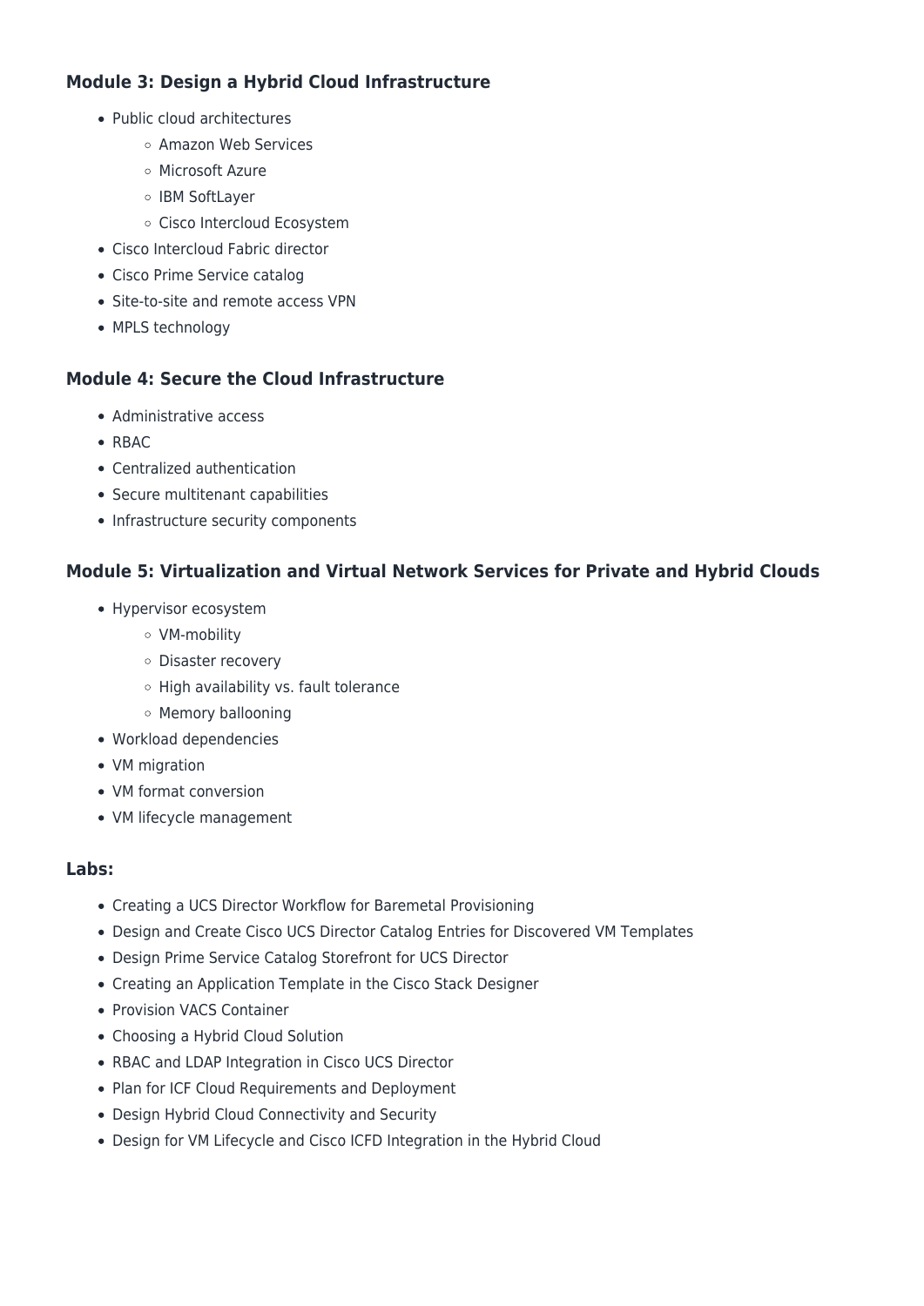### Module 3: Design a Hybrid Cloud Infrastructure

- Public cloud architectures
  - Amazon Web Services
  - Microsoft Azure
  - IBM SoftLayer
  - Cisco Intercloud Ecosystem
- Cisco Intercloud Fabric director
- Cisco Prime Service catalog
- Site-to-site and remote access VPN
- MPLS technology

### Module 4: Secure the Cloud Infrastructure

- Administrative access
- RBAC
- Centralized authentication
- Secure multitenant capabilities
- Infrastructure security components

### Module 5: Virtualization and Virtual Network Services for Private and Hybrid Clouds

- Hypervisor ecosystem
  - VM-mobility
  - Disaster recovery
  - High availability vs. fault tolerance
  - Memory ballooning
- Workload dependencies
- VM migration
- VM format conversion
- VM lifecycle management

### Labs:

- Creating a UCS Director Workflow for Baremetal Provisioning
- Design and Create Cisco UCS Director Catalog Entries for Discovered VM Templates
- Design Prime Service Catalog Storefront for UCS Director
- Creating an Application Template in the Cisco Stack Designer
- Provision VACS Container
- Choosing a Hybrid Cloud Solution
- RBAC and LDAP Integration in Cisco UCS Director
- Plan for ICF Cloud Requirements and Deployment
- Design Hybrid Cloud Connectivity and Security
- Design for VM Lifecycle and Cisco ICFD Integration in the Hybrid Cloud